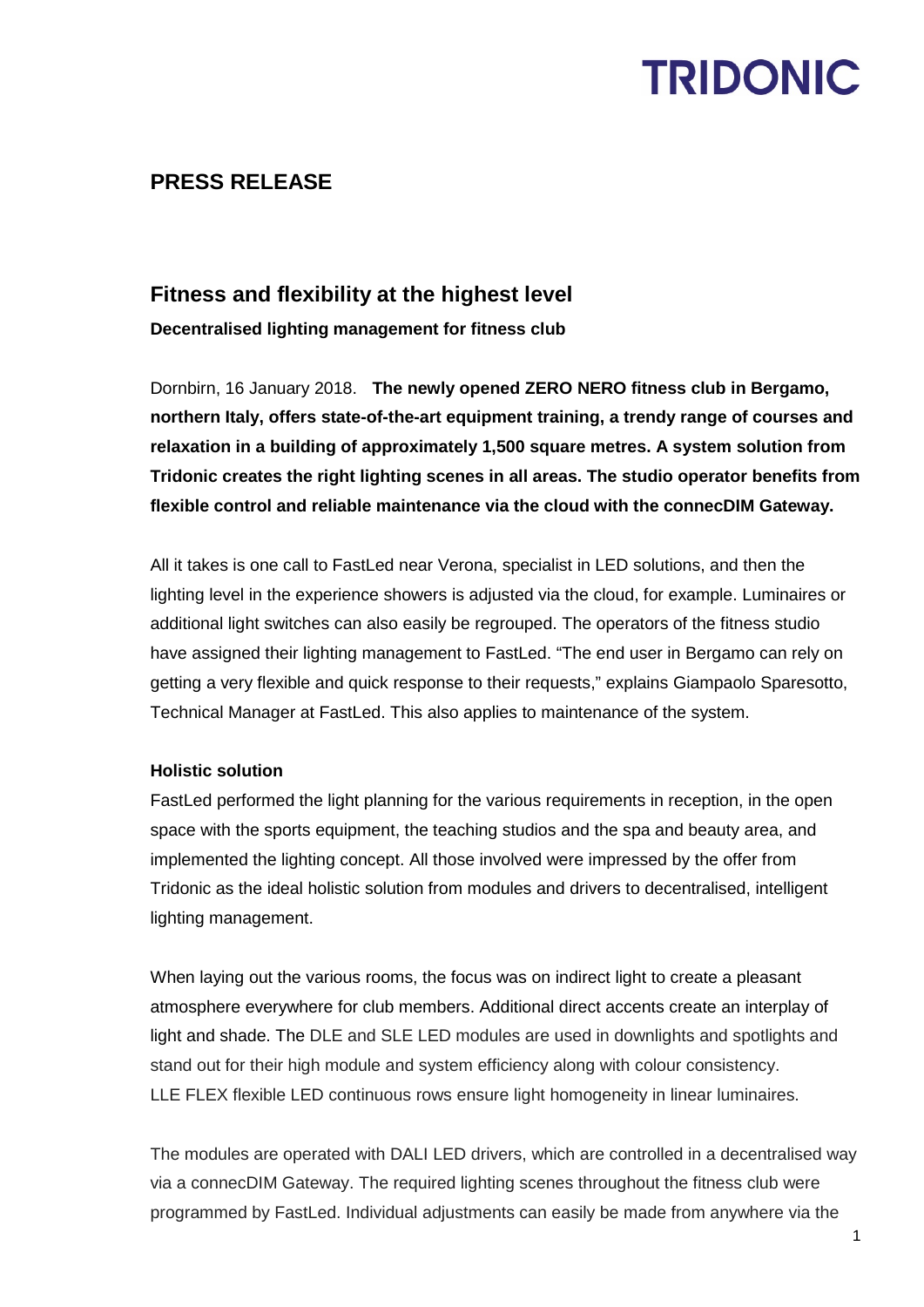**TRIDONIC**

## PRESS RELEASE

# Fitness and flexibility at the highest level

**Decentralised lighting management for fitness club**

Dornbirn, 16 January 2018. **The newly opened ZERO NERO fitness club in Bergamo, northern Italy, offers state-of-the-art equipment training, a trendy range of courses and relaxation in a building of approximately 1,500 square metres. A system solution from Tridonic creates the right lighting scenes in all areas. The studio operator benefits from flexible control and reliable maintenance via the cloud with the connecDIM Gateway.**

All it takes is one call to FastLed near Verona, specialist in LED solutions, and then the lighting level in the experience showers is adjusted via the cloud, for example. Luminaires or additional light switches can also easily be regrouped. The operators of the fitness studio have assigned their lighting management to FastLed. "The end user in Bergamo can rely on getting a very flexible and quick response to their requests," explains Giampaolo Sparesotto, Technical Manager at FastLed. This also applies to maintenance of the system.

### Holistic solution

FastLed performed the light planning for the various requirements in reception, in the open space with the sports equipment, the teaching studios and the spa and beauty area, and implemented the lighting concept. All those involved were impressed by the offer from Tridonic as the ideal holistic solution from modules and drivers to decentralised, intelligent lighting management.

When laying out the various rooms, the focus was on indirect light to create a pleasant atmosphere everywhere for club members. Additional direct accents create an interplay of light and shade. The DLE and SLE LED modules are used in downlights and spotlights and stand out for their high module and system efficiency along with colour consistency. LLE FLEX flexible LED continuous rows ensure light homogeneity in linear luminaires.

The modules are operated with DALI LED drivers, which are controlled in a decentralised way via a connecDIM Gateway. The required lighting scenes throughout the fitness club were programmed by FastLed. Individual adjustments can easily be made from anywhere via the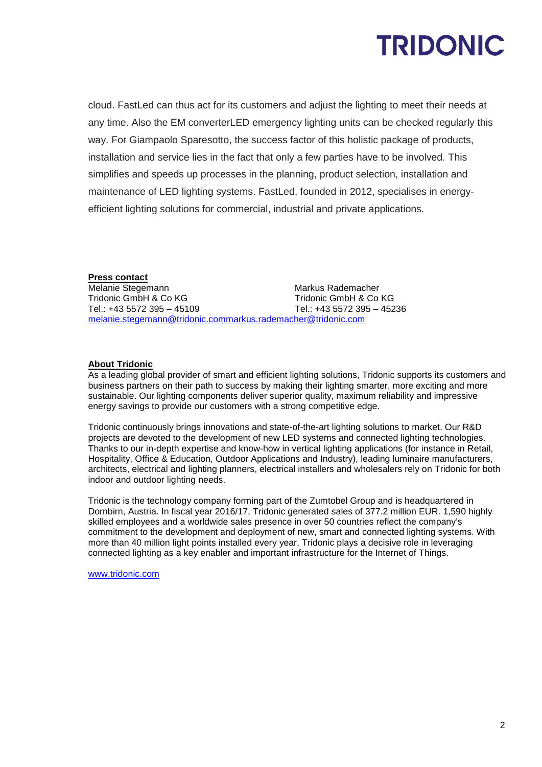cloud. FastLed can thus act for its customers and adjust the lighting to meet their needs at any time. Also the EM converterLED emergency lighting units can be checked regularly this way. For Giampaolo Sparesotto, the success factor of this holistic package of products, installation and service lies in the fact that only a few parties have to be involved. This simplifies and speeds up processes in the planning, product selection, installation and maintenance of LED lighting systems. FastLed, founded in 2012, specialises in energy-efficient lighting solutions for commercial, industrial and private applications.

**Press contact**

Melanie Stegemann
Tridonic GmbH & Co KG
Tel.: +43 5572 395 – 45109
melanie.stegemann@tridonic.com

Markus Rademacher
Tridonic GmbH & Co KG
Tel.: +43 5572 395 – 45236
markus.rademacher@tridonic.com

**About Tridonic**

As a leading global provider of smart and efficient lighting solutions, Tridonic supports its customers and business partners on their path to success by making their lighting smarter, more exciting and more sustainable. Our lighting components deliver superior quality, maximum reliability and impressive energy savings to provide our customers with a strong competitive edge.

Tridonic continuously brings innovations and state-of-the-art lighting solutions to market. Our R&D projects are devoted to the development of new LED systems and connected lighting technologies. Thanks to our in-depth expertise and know-how in vertical lighting applications (for instance in Retail, Hospitality, Office & Education, Outdoor Applications and Industry), leading luminaire manufacturers, architects, electrical and lighting planners, electrical installers and wholesalers rely on Tridonic for both indoor and outdoor lighting needs.

Tridonic is the technology company forming part of the Zumtobel Group and is headquartered in Dornbirn, Austria. In fiscal year 2016/17, Tridonic generated sales of 377.2 million EUR. 1,590 highly skilled employees and a worldwide sales presence in over 50 countries reflect the company's commitment to the development and deployment of new, smart and connected lighting systems. With more than 40 million light points installed every year, Tridonic plays a decisive role in leveraging connected lighting as a key enabler and important infrastructure for the Internet of Things.

www.tridonic.com